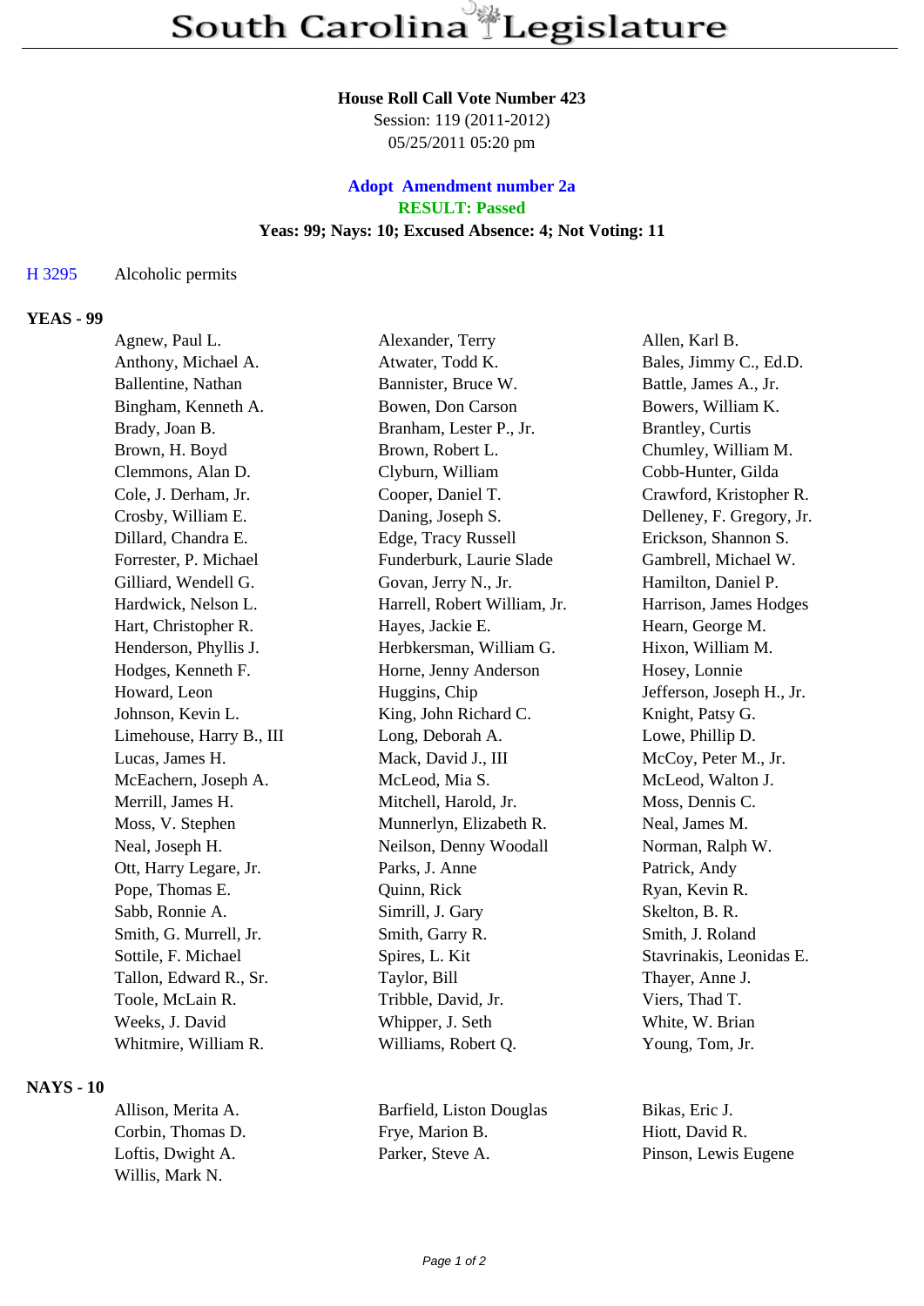# South Carolina Legislature

**House Roll Call Vote Number 423**
Session: 119 (2011-2012)
05/25/2011 05:20 pm

**Adopt Amendment number 2a**
**RESULT: Passed**
**Yeas: 99; Nays: 10; Excused Absence: 4; Not Voting: 11**

H 3295 Alcoholic permits

## YEAS - 99

| | | |
|---|---|---|
| Agnew, Paul L. | Alexander, Terry | Allen, Karl B. |
| Anthony, Michael A. | Atwater, Todd K. | Bales, Jimmy C., Ed.D. |
| Ballentine, Nathan | Bannister, Bruce W. | Battle, James A., Jr. |
| Bingham, Kenneth A. | Bowen, Don Carson | Bowers, William K. |
| Brady, Joan B. | Branham, Lester P., Jr. | Brantley, Curtis |
| Brown, H. Boyd | Brown, Robert L. | Chumley, William M. |
| Clemmons, Alan D. | Clyburn, William | Cobb-Hunter, Gilda |
| Cole, J. Derham, Jr. | Cooper, Daniel T. | Crawford, Kristopher R. |
| Crosby, William E. | Daning, Joseph S. | Delleney, F. Gregory, Jr. |
| Dillard, Chandra E. | Edge, Tracy Russell | Erickson, Shannon S. |
| Forrester, P. Michael | Funderburk, Laurie Slade | Gambrell, Michael W. |
| Gilliard, Wendell G. | Govan, Jerry N., Jr. | Hamilton, Daniel P. |
| Hardwick, Nelson L. | Harrell, Robert William, Jr. | Harrison, James Hodges |
| Hart, Christopher R. | Hayes, Jackie E. | Hearn, George M. |
| Henderson, Phyllis J. | Herbkersman, William G. | Hixon, William M. |
| Hodges, Kenneth F. | Horne, Jenny Anderson | Hosey, Lonnie |
| Howard, Leon | Huggins, Chip | Jefferson, Joseph H., Jr. |
| Johnson, Kevin L. | King, John Richard C. | Knight, Patsy G. |
| Limehouse, Harry B., III | Long, Deborah A. | Lowe, Phillip D. |
| Lucas, James H. | Mack, David J., III | McCoy, Peter M., Jr. |
| McEachern, Joseph A. | McLeod, Mia S. | McLeod, Walton J. |
| Merrill, James H. | Mitchell, Harold, Jr. | Moss, Dennis C. |
| Moss, V. Stephen | Munnerlyn, Elizabeth R. | Neal, James M. |
| Neal, Joseph H. | Neilson, Denny Woodall | Norman, Ralph W. |
| Ott, Harry Legare, Jr. | Parks, J. Anne | Patrick, Andy |
| Pope, Thomas E. | Quinn, Rick | Ryan, Kevin R. |
| Sabb, Ronnie A. | Simrill, J. Gary | Skelton, B. R. |
| Smith, G. Murrell, Jr. | Smith, Garry R. | Smith, J. Roland |
| Sottile, F. Michael | Spires, L. Kit | Stavrinakis, Leonidas E. |
| Tallon, Edward R., Sr. | Taylor, Bill | Thayer, Anne J. |
| Toole, McLain R. | Tribble, David, Jr. | Viers, Thad T. |
| Weeks, J. David | Whipper, J. Seth | White, W. Brian |
| Whitmire, William R. | Williams, Robert Q. | Young, Tom, Jr. |

## NAYS - 10

| | | |
|---|---|---|
| Allison, Merita A. | Barfield, Liston Douglas | Bikas, Eric J. |
| Corbin, Thomas D. | Frye, Marion B. | Hiott, David R. |
| Loftis, Dwight A. | Parker, Steve A. | Pinson, Lewis Eugene |
| Willis, Mark N. | | |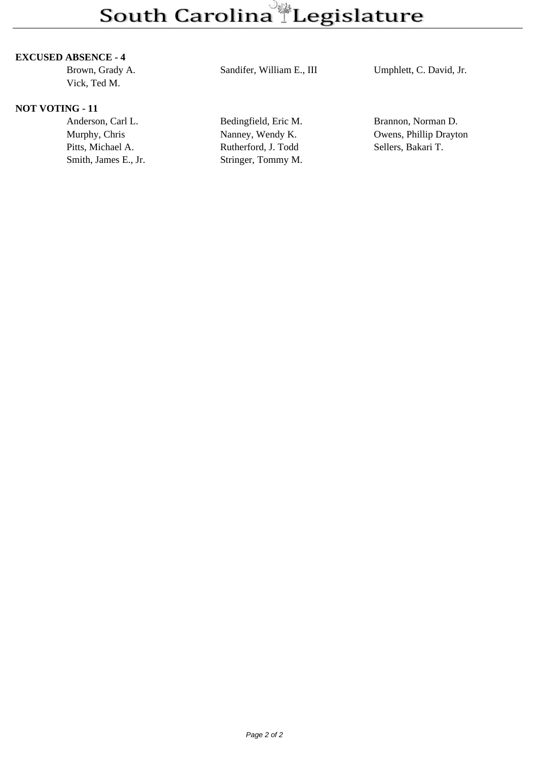**EXCUSED ABSENCE - 4**

| | | |
|---|---|---|
| Brown, Grady A. | Sandifer, William E., III | Umphlett, C. David, Jr. |
| Vick, Ted M. | | |

**NOT VOTING - 11**

| | | |
|---|---|---|
| Anderson, Carl L. | Bedingfield, Eric M. | Brannon, Norman D. |
| Murphy, Chris | Nanney, Wendy K. | Owens, Phillip Drayton |
| Pitts, Michael A. | Rutherford, J. Todd | Sellers, Bakari T. |
| Smith, James E., Jr. | Stringer, Tommy M. | |